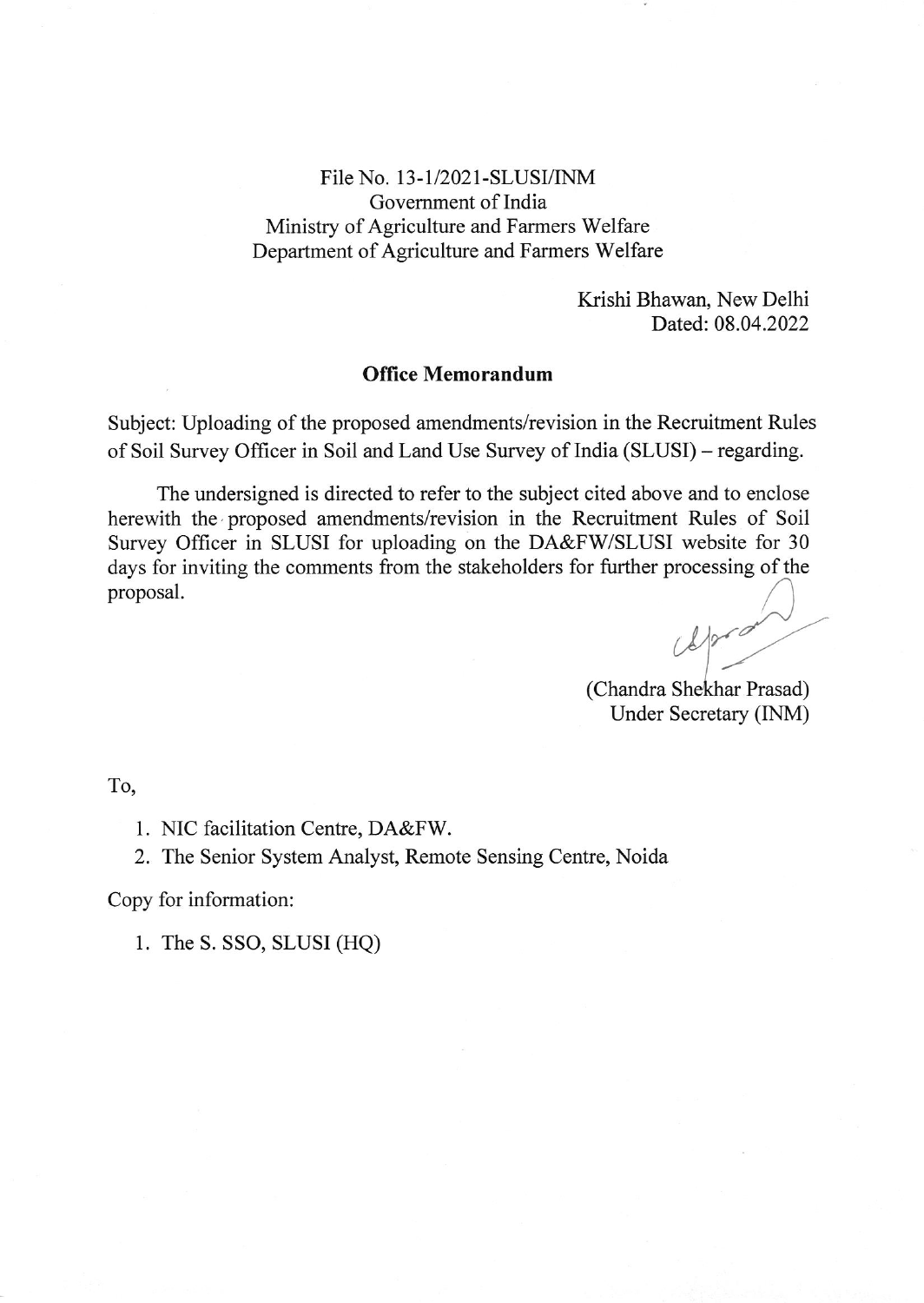File No. 13-1/2021-SLUSI/INM
Government of India
Ministry of Agriculture and Farmers Welfare
Department of Agriculture and Farmers Welfare

Krishi Bhawan, New Delhi
Dated: 08.04.2022

**Office Memorandum**

Subject: Uploading of the proposed amendments/revision in the Recruitment Rules of Soil Survey Officer in Soil and Land Use Survey of India (SLUSI) – regarding.

The undersigned is directed to refer to the subject cited above and to enclose herewith the proposed amendments/revision in the Recruitment Rules of Soil Survey Officer in SLUSI for uploading on the DA&FW/SLUSI website for 30 days for inviting the comments from the stakeholders for further processing of the proposal.

(Chandra Shekhar Prasad)
Under Secretary (INM)

To,

1. NIC facilitation Centre, DA&FW.
2. The Senior System Analyst, Remote Sensing Centre, Noida

Copy for information:

1. The S. SSO, SLUSI (HQ)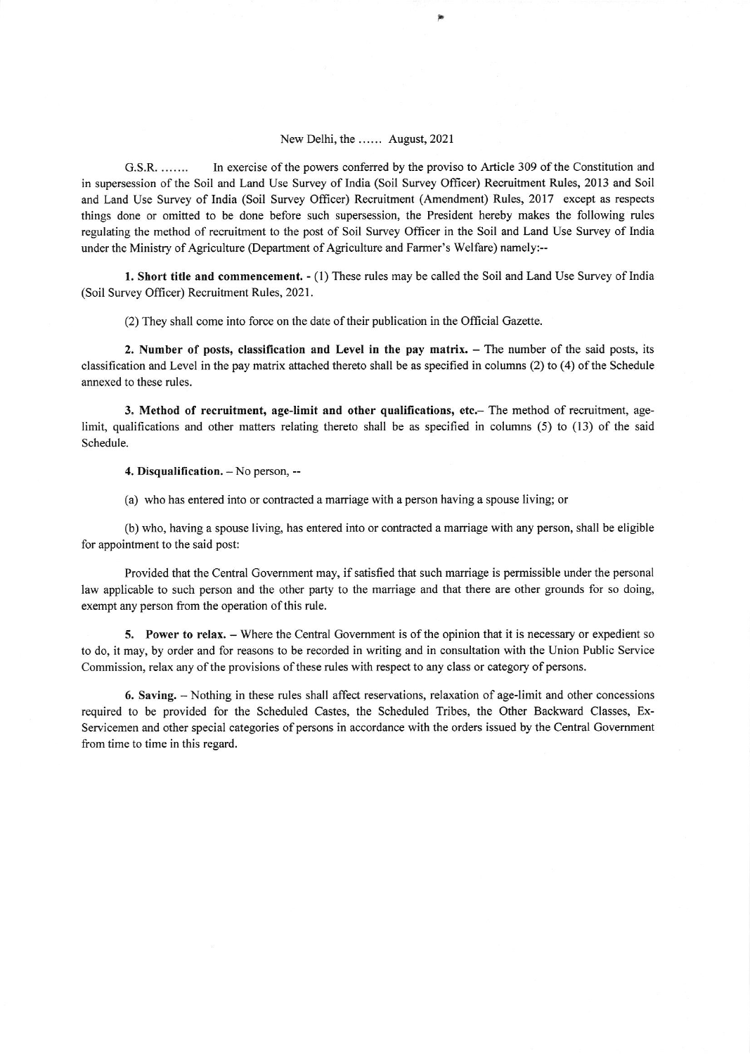New Delhi, the …… August, 2021

G.S.R. ……. In exercise of the powers conferred by the proviso to Article 309 of the Constitution and in supersession of the Soil and Land Use Survey of India (Soil Survey Officer) Recruitment Rules, 2013 and Soil and Land Use Survey of India (Soil Survey Officer) Recruitment (Amendment) Rules, 2017 except as respects things done or omitted to be done before such supersession, the President hereby makes the following rules regulating the method of recruitment to the post of Soil Survey Officer in the Soil and Land Use Survey of India under the Ministry of Agriculture (Department of Agriculture and Farmer's Welfare) namely:--

**1. Short title and commencement.** - (1) These rules may be called the Soil and Land Use Survey of India (Soil Survey Officer) Recruitment Rules, 2021.

(2) They shall come into force on the date of their publication in the Official Gazette.

**2. Number of posts, classification and Level in the pay matrix.** – The number of the said posts, its classification and Level in the pay matrix attached thereto shall be as specified in columns (2) to (4) of the Schedule annexed to these rules.

**3. Method of recruitment, age-limit and other qualifications, etc.**– The method of recruitment, age-limit, qualifications and other matters relating thereto shall be as specified in columns (5) to (13) of the said Schedule.

**4. Disqualification.** – No person, --

(a) who has entered into or contracted a marriage with a person having a spouse living; or

(b) who, having a spouse living, has entered into or contracted a marriage with any person, shall be eligible for appointment to the said post:

Provided that the Central Government may, if satisfied that such marriage is permissible under the personal law applicable to such person and the other party to the marriage and that there are other grounds for so doing, exempt any person from the operation of this rule.

**5. Power to relax.** – Where the Central Government is of the opinion that it is necessary or expedient so to do, it may, by order and for reasons to be recorded in writing and in consultation with the Union Public Service Commission, relax any of the provisions of these rules with respect to any class or category of persons.

**6. Saving.** – Nothing in these rules shall affect reservations, relaxation of age-limit and other concessions required to be provided for the Scheduled Castes, the Scheduled Tribes, the Other Backward Classes, Ex-Servicemen and other special categories of persons in accordance with the orders issued by the Central Government from time to time in this regard.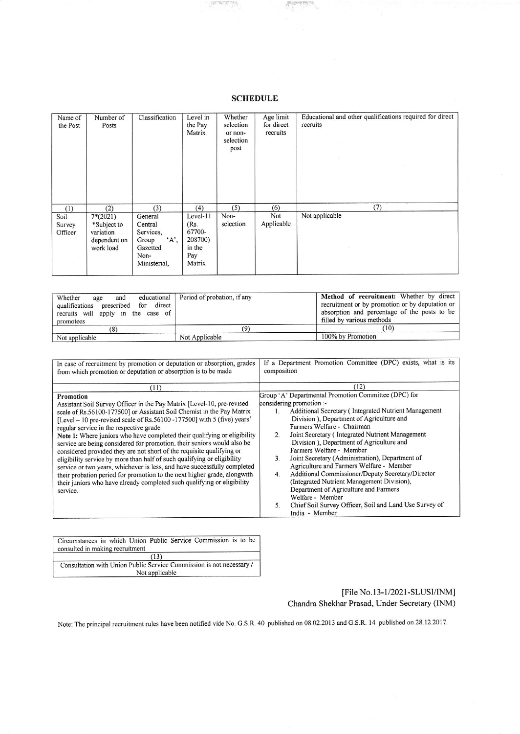# SCHEDULE

| Name of the Post | Number of Posts | Classification | Level in the Pay Matrix | Whether selection or non-selection post | Age limit for direct recruits | Educational and other qualifications required for direct recruits |
|---|---|---|---|---|---|---|
| (1) | (2) | (3) | (4) | (5) | (6) | (7) |
| Soil Survey Officer | 7*(2021) *Subject to variation dependent on work load | General Central Services, Group 'A', Gazetted Non-Ministerial, | Level-11 (Rs. 67700-208700) in the Pay Matrix | Non-selection | Not Applicable | Not applicable |

| Whether age and educational qualifications prescribed for direct recruits will apply in the case of promotees | Period of probation, if any | Method of recruitment: Whether by direct recruitment or by promotion or by deputation or absorption and percentage of the posts to be filled by various methods |
|---|---|---|
| (8) | (9) | (10) |
| Not applicable | Not Applicable | 100% by Promotion |

| In case of recruitment by promotion or deputation or absorption, grades from which promotion or deputation or absorption is to be made | If a Department Promotion Committee (DPC) exists, what is its composition |
|---|---|
| (11) | (12) |
| **Promotion**<br>Assistant Soil Survey Officer in the Pay Matrix [Level-10, pre-revised scale of Rs.56100-177500] or Assistant Soil Chemist in the Pay Matrix [Level – 10 pre-revised scale of Rs.56100 -177500] with 5 (five) years' regular service in the respective grade.<br>**Note 1:** Where juniors who have completed their qualifying or eligibility service are being considered for promotion, their seniors would also be considered provided they are not short of the requisite qualifying or eligibility service by more than half of such qualifying or eligibility service or two years, whichever is less, and have successfully completed their probation period for promotion to the next higher grade, alongwith their juniors who have already completed such qualifying or eligibility service. | Group 'A' Departmental Promotion Committee (DPC) for considering promotion :-<br>1. Additional Secretary ( Integrated Nutrient Management Division ), Department of Agriculture and Farmers Welfare - Chairman<br>2. Joint Secretary ( Integrated Nutrient Management Division ), Department of Agriculture and Farmers Welfare - Member<br>3. Joint Secretary (Administration), Department of Agriculture and Farmers Welfare - Member<br>4. Additional Commissioner/Deputy Secretary/Director (Integrated Nutrient Management Division), Department of Agriculture and Farmers Welfare - Member<br>5. Chief Soil Survey Officer, Soil and Land Use Survey of India - Member |

| Circumstances in which Union Public Service Commission is to be consulted in making recruitment |
|---|
| (13) |
| Consultation with Union Public Service Commission is not necessary / Not applicable |

[File No.13-1/2021-SLUSI/INM]
Chandra Shekhar Prasad, Under Secretary (INM)

Note: The principal recruitment rules have been notified vide No. G.S.R. 40 published on 08.02.2013 and G.S.R. 14 published on 28.12.2017.